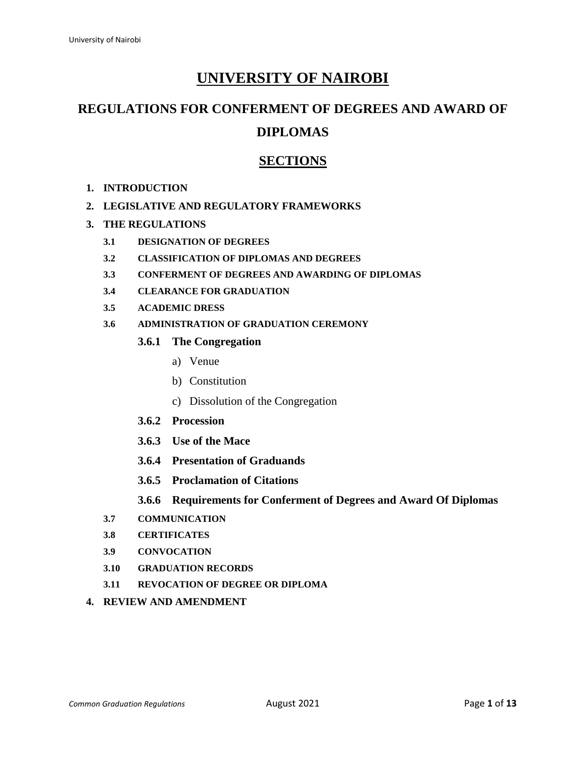# UNIVERSITY OF NAIROBI

## REGULATIONS FOR CONFERMENT OF DEGREES AND AWARD OF DIPLOMAS

## SECTIONS

1. **INTRODUCTION**
2. **LEGISLATIVE AND REGULATORY FRAMEWORKS**
3. **THE REGULATIONS**
   - **3.1 DESIGNATION OF DEGREES**
   - **3.2 CLASSIFICATION OF DIPLOMAS AND DEGREES**
   - **3.3 CONFERMENT OF DEGREES AND AWARDING OF DIPLOMAS**
   - **3.4 CLEARANCE FOR GRADUATION**
   - **3.5 ACADEMIC DRESS**
   - **3.6 ADMINISTRATION OF GRADUATION CEREMONY**
     - **3.6.1 The Congregation**
       - a) Venue
       - b) Constitution
       - c) Dissolution of the Congregation
     - **3.6.2 Procession**
     - **3.6.3 Use of the Mace**
     - **3.6.4 Presentation of Graduands**
     - **3.6.5 Proclamation of Citations**
     - **3.6.6 Requirements for Conferment of Degrees and Award Of Diplomas**
   - **3.7 COMMUNICATION**
   - **3.8 CERTIFICATES**
   - **3.9 CONVOCATION**
   - **3.10 GRADUATION RECORDS**
   - **3.11 REVOCATION OF DEGREE OR DIPLOMA**
4. **REVIEW AND AMENDMENT**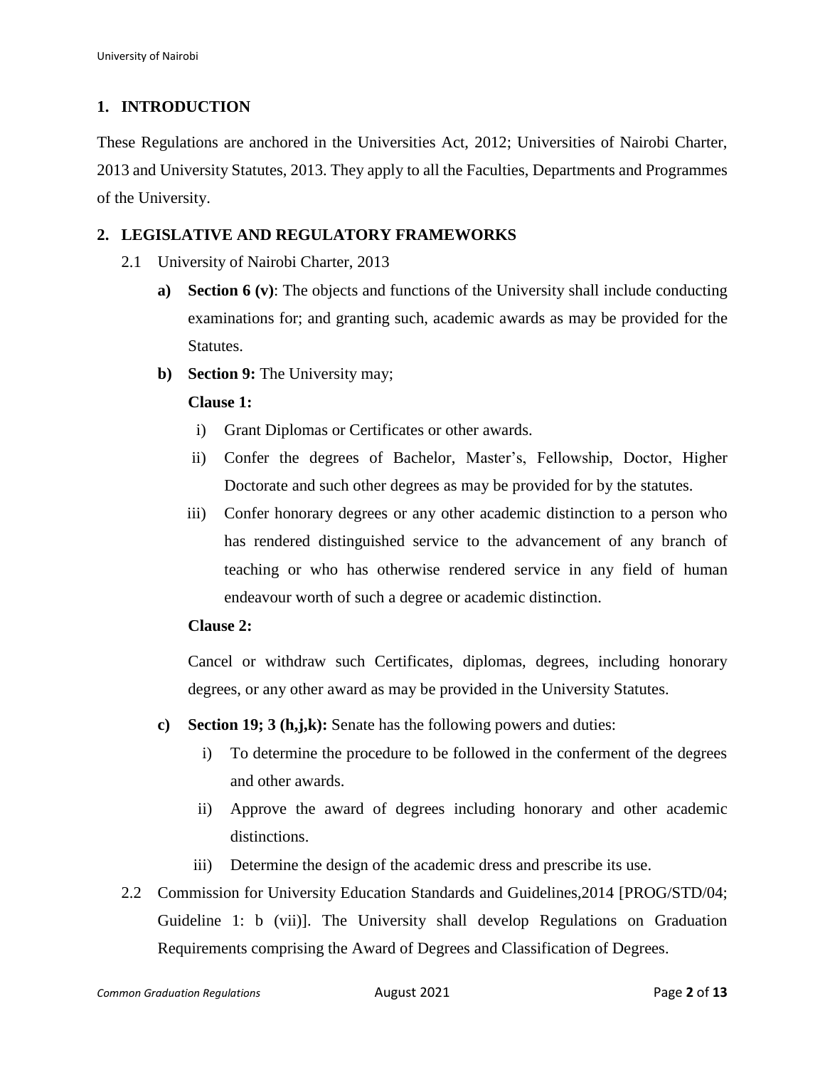## 1. INTRODUCTION

These Regulations are anchored in the Universities Act, 2012; Universities of Nairobi Charter, 2013 and University Statutes, 2013. They apply to all the Faculties, Departments and Programmes of the University.

## 2. LEGISLATIVE AND REGULATORY FRAMEWORKS

2.1 University of Nairobi Charter, 2013

**a) Section 6 (v)**: The objects and functions of the University shall include conducting examinations for; and granting such, academic awards as may be provided for the Statutes.

**b) Section 9:** The University may;

**Clause 1:**

i) Grant Diplomas or Certificates or other awards.

ii) Confer the degrees of Bachelor, Master's, Fellowship, Doctor, Higher Doctorate and such other degrees as may be provided for by the statutes.

iii) Confer honorary degrees or any other academic distinction to a person who has rendered distinguished service to the advancement of any branch of teaching or who has otherwise rendered service in any field of human endeavour worth of such a degree or academic distinction.

**Clause 2:**

Cancel or withdraw such Certificates, diplomas, degrees, including honorary degrees, or any other award as may be provided in the University Statutes.

**c) Section 19; 3 (h,j,k):** Senate has the following powers and duties:

i) To determine the procedure to be followed in the conferment of the degrees and other awards.

ii) Approve the award of degrees including honorary and other academic distinctions.

iii) Determine the design of the academic dress and prescribe its use.

2.2 Commission for University Education Standards and Guidelines,2014 [PROG/STD/04; Guideline 1: b (vii)]. The University shall develop Regulations on Graduation Requirements comprising the Award of Degrees and Classification of Degrees.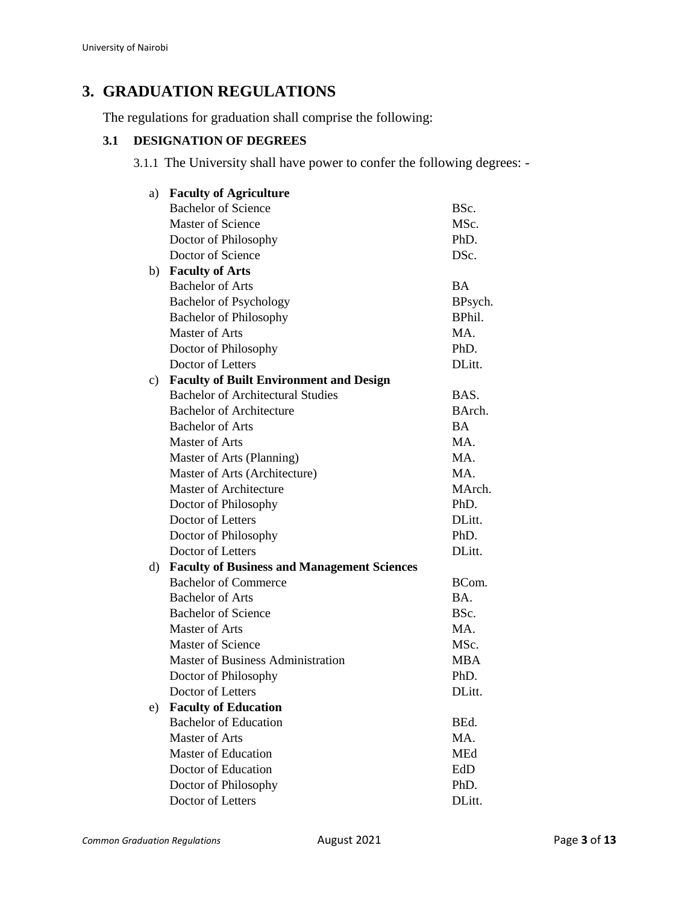# 3. GRADUATION REGULATIONS

The regulations for graduation shall comprise the following:

## 3.1 DESIGNATION OF DEGREES

3.1.1 The University shall have power to confer the following degrees: -

a) **Faculty of Agriculture**

| | |
|---|---|
| Bachelor of Science | BSc. |
| Master of Science | MSc. |
| Doctor of Philosophy | PhD. |
| Doctor of Science | DSc. |

b) **Faculty of Arts**

| | |
|---|---|
| Bachelor of Arts | BA |
| Bachelor of Psychology | BPsych. |
| Bachelor of Philosophy | BPhil. |
| Master of Arts | MA. |
| Doctor of Philosophy | PhD. |
| Doctor of Letters | DLitt. |

c) **Faculty of Built Environment and Design**

| | |
|---|---|
| Bachelor of Architectural Studies | BAS. |
| Bachelor of Architecture | BArch. |
| Bachelor of Arts | BA |
| Master of Arts | MA. |
| Master of Arts (Planning) | MA. |
| Master of Arts (Architecture) | MA. |
| Master of Architecture | MArch. |
| Doctor of Philosophy | PhD. |
| Doctor of Letters | DLitt. |
| Doctor of Philosophy | PhD. |
| Doctor of Letters | DLitt. |

d) **Faculty of Business and Management Sciences**

| | |
|---|---|
| Bachelor of Commerce | BCom. |
| Bachelor of Arts | BA. |
| Bachelor of Science | BSc. |
| Master of Arts | MA. |
| Master of Science | MSc. |
| Master of Business Administration | MBA |
| Doctor of Philosophy | PhD. |
| Doctor of Letters | DLitt. |

e) **Faculty of Education**

| | |
|---|---|
| Bachelor of Education | BEd. |
| Master of Arts | MA. |
| Master of Education | MEd |
| Doctor of Education | EdD |
| Doctor of Philosophy | PhD. |
| Doctor of Letters | DLitt. |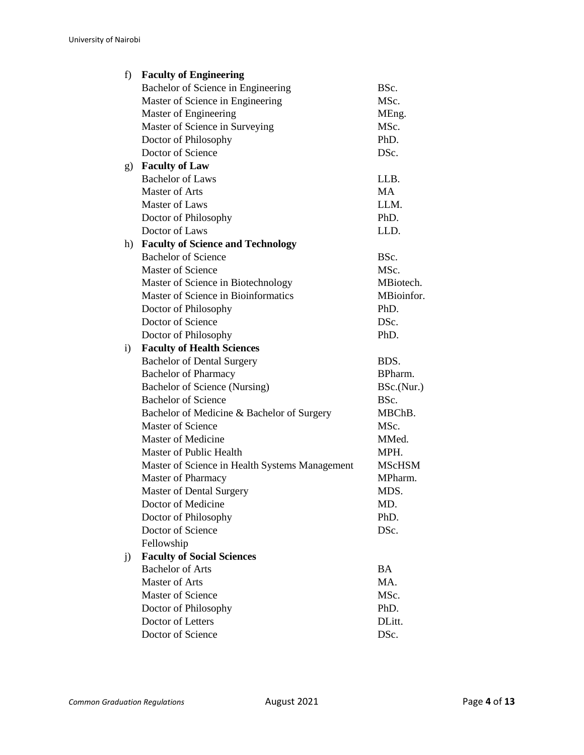f) **Faculty of Engineering**

| | |
|---|---|
| Bachelor of Science in Engineering | BSc. |
| Master of Science in Engineering | MSc. |
| Master of Engineering | MEng. |
| Master of Science in Surveying | MSc. |
| Doctor of Philosophy | PhD. |
| Doctor of Science | DSc. |

g) **Faculty of Law**

| | |
|---|---|
| Bachelor of Laws | LLB. |
| Master of Arts | MA |
| Master of Laws | LLM. |
| Doctor of Philosophy | PhD. |
| Doctor of Laws | LLD. |

h) **Faculty of Science and Technology**

| | |
|---|---|
| Bachelor of Science | BSc. |
| Master of Science | MSc. |
| Master of Science in Biotechnology | MBiotech. |
| Master of Science in Bioinformatics | MBioinfor. |
| Doctor of Philosophy | PhD. |
| Doctor of Science | DSc. |
| Doctor of Philosophy | PhD. |

i) **Faculty of Health Sciences**

| | |
|---|---|
| Bachelor of Dental Surgery | BDS. |
| Bachelor of Pharmacy | BPharm. |
| Bachelor of Science (Nursing) | BSc.(Nur.) |
| Bachelor of Science | BSc. |
| Bachelor of Medicine & Bachelor of Surgery | MBChB. |
| Master of Science | MSc. |
| Master of Medicine | MMed. |
| Master of Public Health | MPH. |
| Master of Science in Health Systems Management | MScHSM |
| Master of Pharmacy | MPharm. |
| Master of Dental Surgery | MDS. |
| Doctor of Medicine | MD. |
| Doctor of Philosophy | PhD. |
| Doctor of Science | DSc. |
| Fellowship | |

j) **Faculty of Social Sciences**

| | |
|---|---|
| Bachelor of Arts | BA |
| Master of Arts | MA. |
| Master of Science | MSc. |
| Doctor of Philosophy | PhD. |
| Doctor of Letters | DLitt. |
| Doctor of Science | DSc. |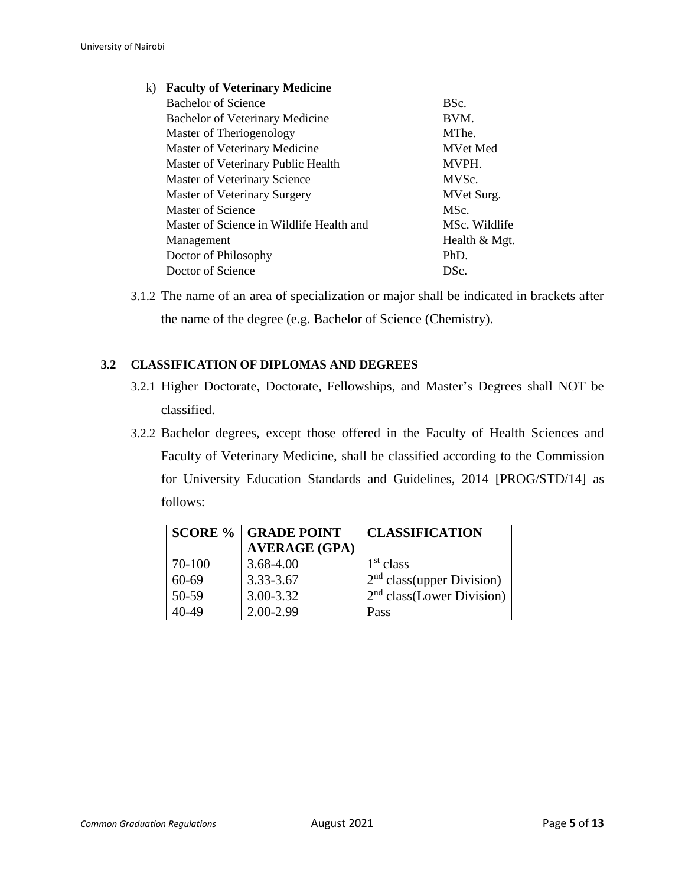k) **Faculty of Veterinary Medicine**

| | |
|---|---|
| Bachelor of Science | BSc. |
| Bachelor of Veterinary Medicine | BVM. |
| Master of Theriogenology | MThe. |
| Master of Veterinary Medicine | MVet Med |
| Master of Veterinary Public Health | MVPH. |
| Master of Veterinary Science | MVSc. |
| Master of Veterinary Surgery | MVet Surg. |
| Master of Science | MSc. |
| Master of Science in Wildlife Health and Management | MSc. Wildlife Health & Mgt. |
| Doctor of Philosophy | PhD. |
| Doctor of Science | DSc. |

3.1.2 The name of an area of specialization or major shall be indicated in brackets after the name of the degree (e.g. Bachelor of Science (Chemistry).

### 3.2 CLASSIFICATION OF DIPLOMAS AND DEGREES

3.2.1 Higher Doctorate, Doctorate, Fellowships, and Master's Degrees shall NOT be classified.

3.2.2 Bachelor degrees, except those offered in the Faculty of Health Sciences and Faculty of Veterinary Medicine, shall be classified according to the Commission for University Education Standards and Guidelines, 2014 [PROG/STD/14] as follows:

| SCORE % | GRADE POINT AVERAGE (GPA) | CLASSIFICATION |
|---|---|---|
| 70-100 | 3.68-4.00 | 1st class |
| 60-69 | 3.33-3.67 | 2nd class(upper Division) |
| 50-59 | 3.00-3.32 | 2nd class(Lower Division) |
| 40-49 | 2.00-2.99 | Pass |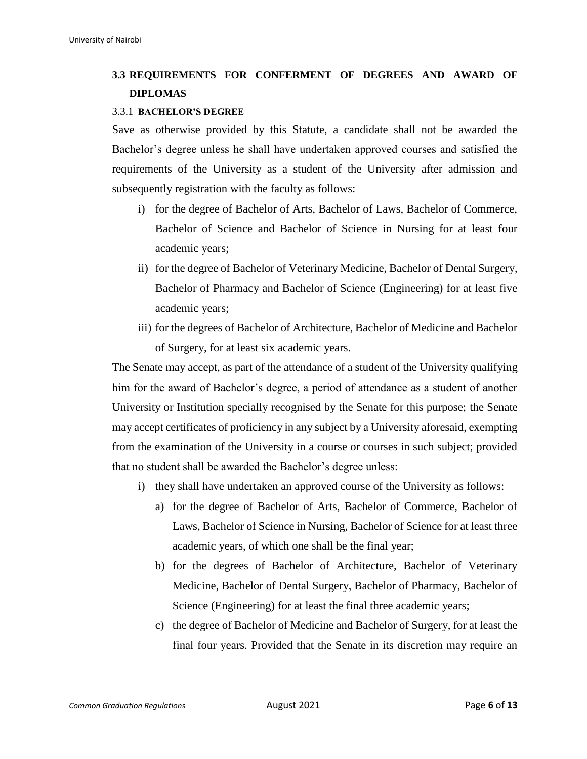## 3.3 REQUIREMENTS FOR CONFERMENT OF DEGREES AND AWARD OF DIPLOMAS

### 3.3.1 BACHELOR'S DEGREE

Save as otherwise provided by this Statute, a candidate shall not be awarded the Bachelor's degree unless he shall have undertaken approved courses and satisfied the requirements of the University as a student of the University after admission and subsequently registration with the faculty as follows:

i) for the degree of Bachelor of Arts, Bachelor of Laws, Bachelor of Commerce, Bachelor of Science and Bachelor of Science in Nursing for at least four academic years;

ii) for the degree of Bachelor of Veterinary Medicine, Bachelor of Dental Surgery, Bachelor of Pharmacy and Bachelor of Science (Engineering) for at least five academic years;

iii) for the degrees of Bachelor of Architecture, Bachelor of Medicine and Bachelor of Surgery, for at least six academic years.

The Senate may accept, as part of the attendance of a student of the University qualifying him for the award of Bachelor's degree, a period of attendance as a student of another University or Institution specially recognised by the Senate for this purpose; the Senate may accept certificates of proficiency in any subject by a University aforesaid, exempting from the examination of the University in a course or courses in such subject; provided that no student shall be awarded the Bachelor's degree unless:

i) they shall have undertaken an approved course of the University as follows:

   a) for the degree of Bachelor of Arts, Bachelor of Commerce, Bachelor of Laws, Bachelor of Science in Nursing, Bachelor of Science for at least three academic years, of which one shall be the final year;

   b) for the degrees of Bachelor of Architecture, Bachelor of Veterinary Medicine, Bachelor of Dental Surgery, Bachelor of Pharmacy, Bachelor of Science (Engineering) for at least the final three academic years;

   c) the degree of Bachelor of Medicine and Bachelor of Surgery, for at least the final four years. Provided that the Senate in its discretion may require an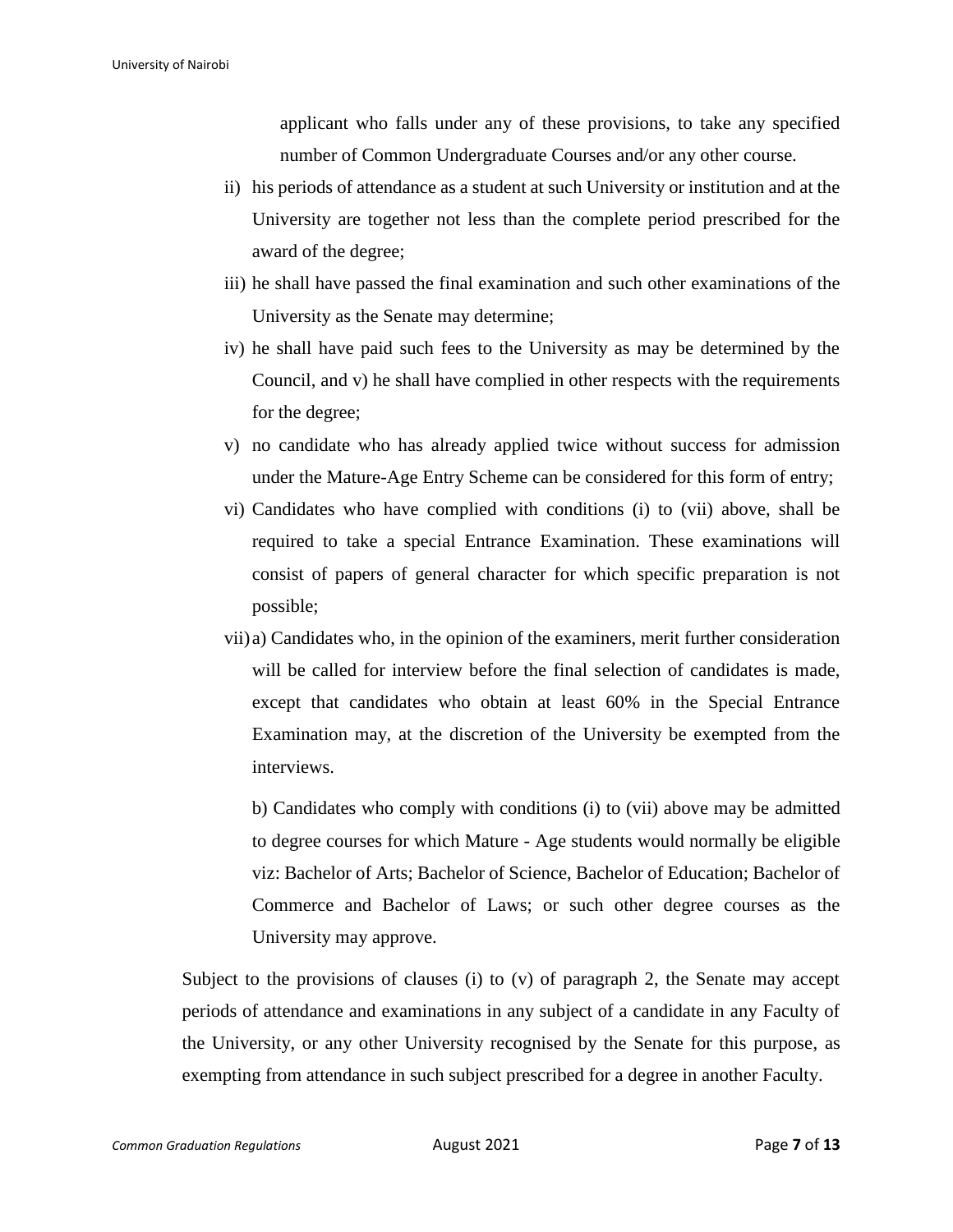applicant who falls under any of these provisions, to take any specified number of Common Undergraduate Courses and/or any other course.

ii) his periods of attendance as a student at such University or institution and at the University are together not less than the complete period prescribed for the award of the degree;

iii) he shall have passed the final examination and such other examinations of the University as the Senate may determine;

iv) he shall have paid such fees to the University as may be determined by the Council, and v) he shall have complied in other respects with the requirements for the degree;

v) no candidate who has already applied twice without success for admission under the Mature-Age Entry Scheme can be considered for this form of entry;

vi) Candidates who have complied with conditions (i) to (vii) above, shall be required to take a special Entrance Examination. These examinations will consist of papers of general character for which specific preparation is not possible;

vii) a) Candidates who, in the opinion of the examiners, merit further consideration will be called for interview before the final selection of candidates is made, except that candidates who obtain at least 60% in the Special Entrance Examination may, at the discretion of the University be exempted from the interviews.

b) Candidates who comply with conditions (i) to (vii) above may be admitted to degree courses for which Mature - Age students would normally be eligible viz: Bachelor of Arts; Bachelor of Science, Bachelor of Education; Bachelor of Commerce and Bachelor of Laws; or such other degree courses as the University may approve.

Subject to the provisions of clauses (i) to (v) of paragraph 2, the Senate may accept periods of attendance and examinations in any subject of a candidate in any Faculty of the University, or any other University recognised by the Senate for this purpose, as exempting from attendance in such subject prescribed for a degree in another Faculty.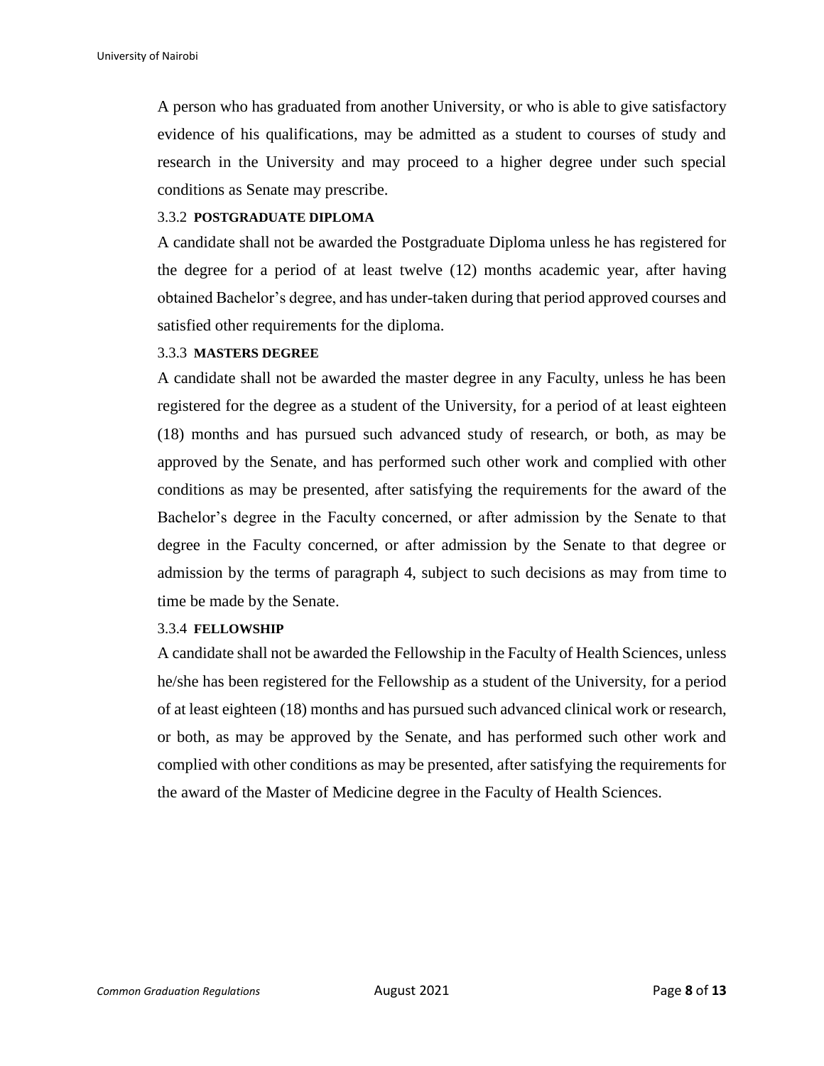A person who has graduated from another University, or who is able to give satisfactory evidence of his qualifications, may be admitted as a student to courses of study and research in the University and may proceed to a higher degree under such special conditions as Senate may prescribe.

### 3.3.2 POSTGRADUATE DIPLOMA

A candidate shall not be awarded the Postgraduate Diploma unless he has registered for the degree for a period of at least twelve (12) months academic year, after having obtained Bachelor's degree, and has under-taken during that period approved courses and satisfied other requirements for the diploma.

### 3.3.3 MASTERS DEGREE

A candidate shall not be awarded the master degree in any Faculty, unless he has been registered for the degree as a student of the University, for a period of at least eighteen (18) months and has pursued such advanced study of research, or both, as may be approved by the Senate, and has performed such other work and complied with other conditions as may be presented, after satisfying the requirements for the award of the Bachelor's degree in the Faculty concerned, or after admission by the Senate to that degree in the Faculty concerned, or after admission by the Senate to that degree or admission by the terms of paragraph 4, subject to such decisions as may from time to time be made by the Senate.

### 3.3.4 FELLOWSHIP

A candidate shall not be awarded the Fellowship in the Faculty of Health Sciences, unless he/she has been registered for the Fellowship as a student of the University, for a period of at least eighteen (18) months and has pursued such advanced clinical work or research, or both, as may be approved by the Senate, and has performed such other work and complied with other conditions as may be presented, after satisfying the requirements for the award of the Master of Medicine degree in the Faculty of Health Sciences.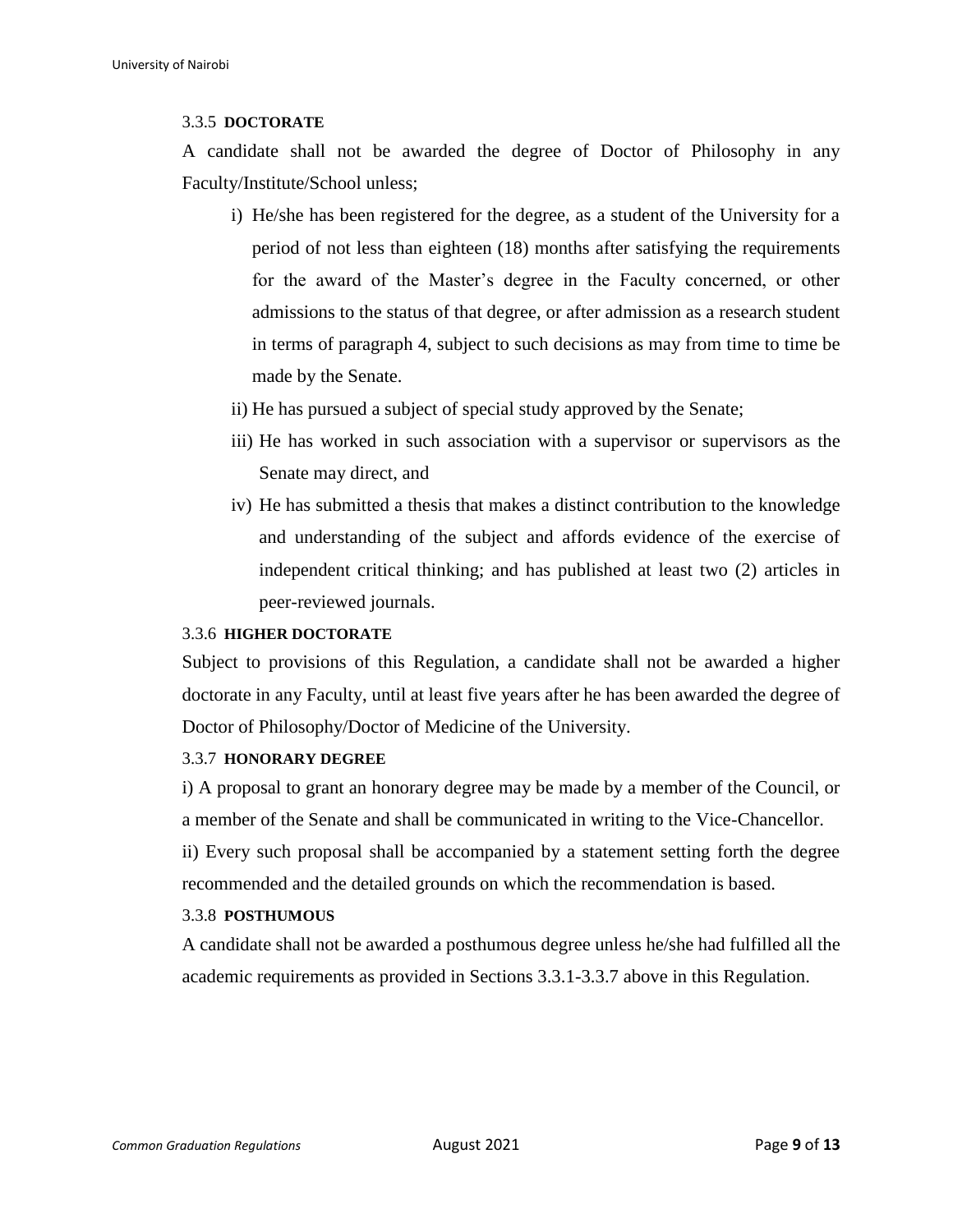### 3.3.5 **DOCTORATE**

A candidate shall not be awarded the degree of Doctor of Philosophy in any Faculty/Institute/School unless;

i) He/she has been registered for the degree, as a student of the University for a period of not less than eighteen (18) months after satisfying the requirements for the award of the Master's degree in the Faculty concerned, or other admissions to the status of that degree, or after admission as a research student in terms of paragraph 4, subject to such decisions as may from time to time be made by the Senate.

ii) He has pursued a subject of special study approved by the Senate;

iii) He has worked in such association with a supervisor or supervisors as the Senate may direct, and

iv) He has submitted a thesis that makes a distinct contribution to the knowledge and understanding of the subject and affords evidence of the exercise of independent critical thinking; and has published at least two (2) articles in peer-reviewed journals.

### 3.3.6 **HIGHER DOCTORATE**

Subject to provisions of this Regulation, a candidate shall not be awarded a higher doctorate in any Faculty, until at least five years after he has been awarded the degree of Doctor of Philosophy/Doctor of Medicine of the University.

### 3.3.7 **HONORARY DEGREE**

i) A proposal to grant an honorary degree may be made by a member of the Council, or a member of the Senate and shall be communicated in writing to the Vice-Chancellor.

ii) Every such proposal shall be accompanied by a statement setting forth the degree recommended and the detailed grounds on which the recommendation is based.

### 3.3.8 **POSTHUMOUS**

A candidate shall not be awarded a posthumous degree unless he/she had fulfilled all the academic requirements as provided in Sections 3.3.1-3.3.7 above in this Regulation.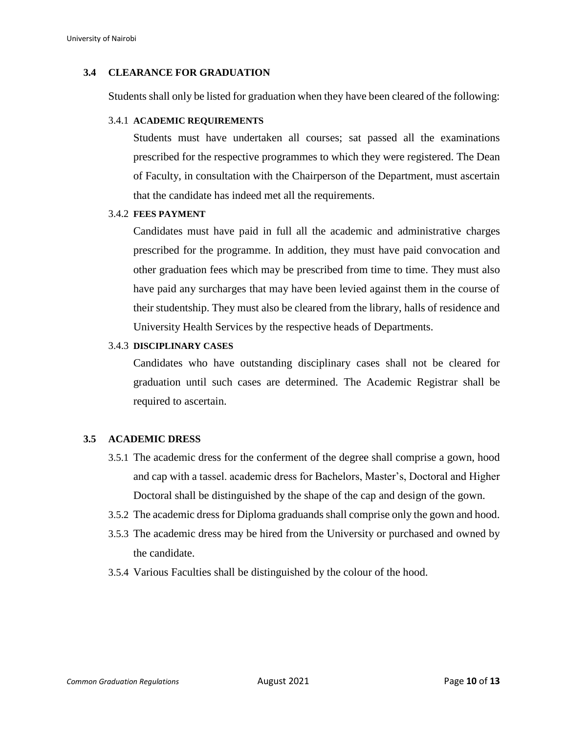## 3.4 CLEARANCE FOR GRADUATION

Students shall only be listed for graduation when they have been cleared of the following:

### 3.4.1 ACADEMIC REQUIREMENTS

Students must have undertaken all courses; sat passed all the examinations prescribed for the respective programmes to which they were registered. The Dean of Faculty, in consultation with the Chairperson of the Department, must ascertain that the candidate has indeed met all the requirements.

### 3.4.2 FEES PAYMENT

Candidates must have paid in full all the academic and administrative charges prescribed for the programme. In addition, they must have paid convocation and other graduation fees which may be prescribed from time to time. They must also have paid any surcharges that may have been levied against them in the course of their studentship. They must also be cleared from the library, halls of residence and University Health Services by the respective heads of Departments.

### 3.4.3 DISCIPLINARY CASES

Candidates who have outstanding disciplinary cases shall not be cleared for graduation until such cases are determined. The Academic Registrar shall be required to ascertain.

## 3.5 ACADEMIC DRESS

3.5.1 The academic dress for the conferment of the degree shall comprise a gown, hood and cap with a tassel. academic dress for Bachelors, Master's, Doctoral and Higher Doctoral shall be distinguished by the shape of the cap and design of the gown.

3.5.2 The academic dress for Diploma graduands shall comprise only the gown and hood.

3.5.3 The academic dress may be hired from the University or purchased and owned by the candidate.

3.5.4 Various Faculties shall be distinguished by the colour of the hood.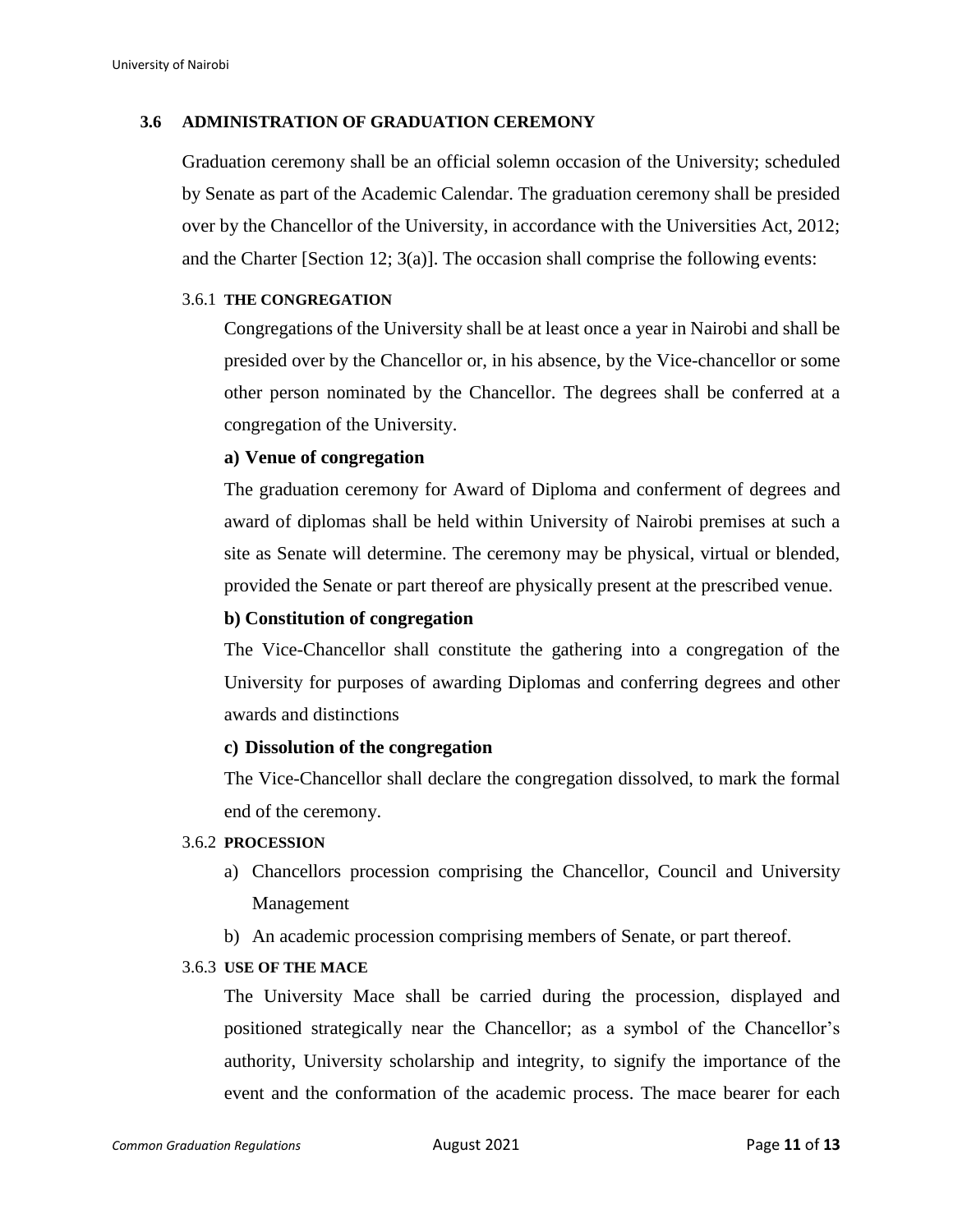## 3.6 ADMINISTRATION OF GRADUATION CEREMONY

Graduation ceremony shall be an official solemn occasion of the University; scheduled by Senate as part of the Academic Calendar. The graduation ceremony shall be presided over by the Chancellor of the University, in accordance with the Universities Act, 2012; and the Charter [Section 12; 3(a)]. The occasion shall comprise the following events:

### 3.6.1 THE CONGREGATION

Congregations of the University shall be at least once a year in Nairobi and shall be presided over by the Chancellor or, in his absence, by the Vice-chancellor or some other person nominated by the Chancellor. The degrees shall be conferred at a congregation of the University.

**a) Venue of congregation**

The graduation ceremony for Award of Diploma and conferment of degrees and award of diplomas shall be held within University of Nairobi premises at such a site as Senate will determine. The ceremony may be physical, virtual or blended, provided the Senate or part thereof are physically present at the prescribed venue.

**b) Constitution of congregation**

The Vice-Chancellor shall constitute the gathering into a congregation of the University for purposes of awarding Diplomas and conferring degrees and other awards and distinctions

**c) Dissolution of the congregation**

The Vice-Chancellor shall declare the congregation dissolved, to mark the formal end of the ceremony.

### 3.6.2 PROCESSION

a) Chancellors procession comprising the Chancellor, Council and University Management

b) An academic procession comprising members of Senate, or part thereof.

### 3.6.3 USE OF THE MACE

The University Mace shall be carried during the procession, displayed and positioned strategically near the Chancellor; as a symbol of the Chancellor's authority, University scholarship and integrity, to signify the importance of the event and the conformation of the academic process. The mace bearer for each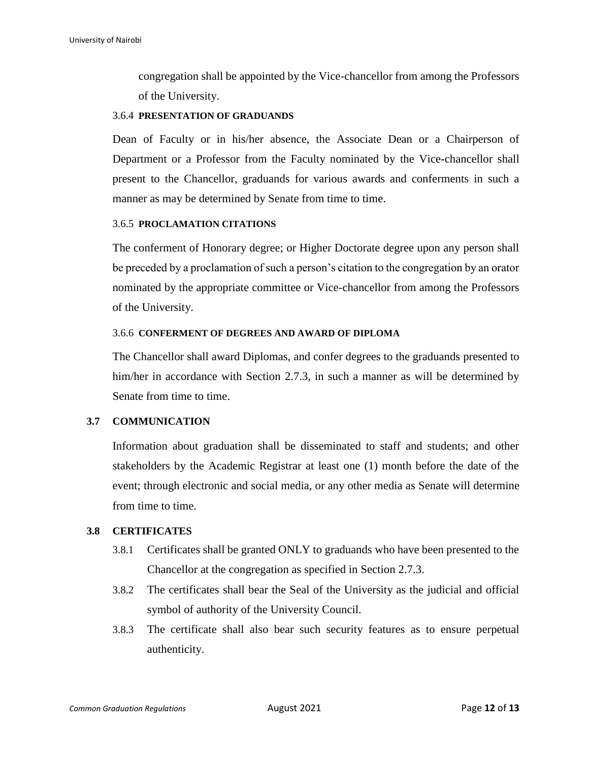congregation shall be appointed by the Vice-chancellor from among the Professors of the University.

#### 3.6.4 PRESENTATION OF GRADUANDS

Dean of Faculty or in his/her absence, the Associate Dean or a Chairperson of Department or a Professor from the Faculty nominated by the Vice-chancellor shall present to the Chancellor, graduands for various awards and conferments in such a manner as may be determined by Senate from time to time.

#### 3.6.5 PROCLAMATION CITATIONS

The conferment of Honorary degree; or Higher Doctorate degree upon any person shall be preceded by a proclamation of such a person's citation to the congregation by an orator nominated by the appropriate committee or Vice-chancellor from among the Professors of the University.

#### 3.6.6 CONFERMENT OF DEGREES AND AWARD OF DIPLOMA

The Chancellor shall award Diplomas, and confer degrees to the graduands presented to him/her in accordance with Section 2.7.3, in such a manner as will be determined by Senate from time to time.

### 3.7 COMMUNICATION

Information about graduation shall be disseminated to staff and students; and other stakeholders by the Academic Registrar at least one (1) month before the date of the event; through electronic and social media, or any other media as Senate will determine from time to time.

### 3.8 CERTIFICATES

3.8.1 Certificates shall be granted ONLY to graduands who have been presented to the Chancellor at the congregation as specified in Section 2.7.3.

3.8.2 The certificates shall bear the Seal of the University as the judicial and official symbol of authority of the University Council.

3.8.3 The certificate shall also bear such security features as to ensure perpetual authenticity.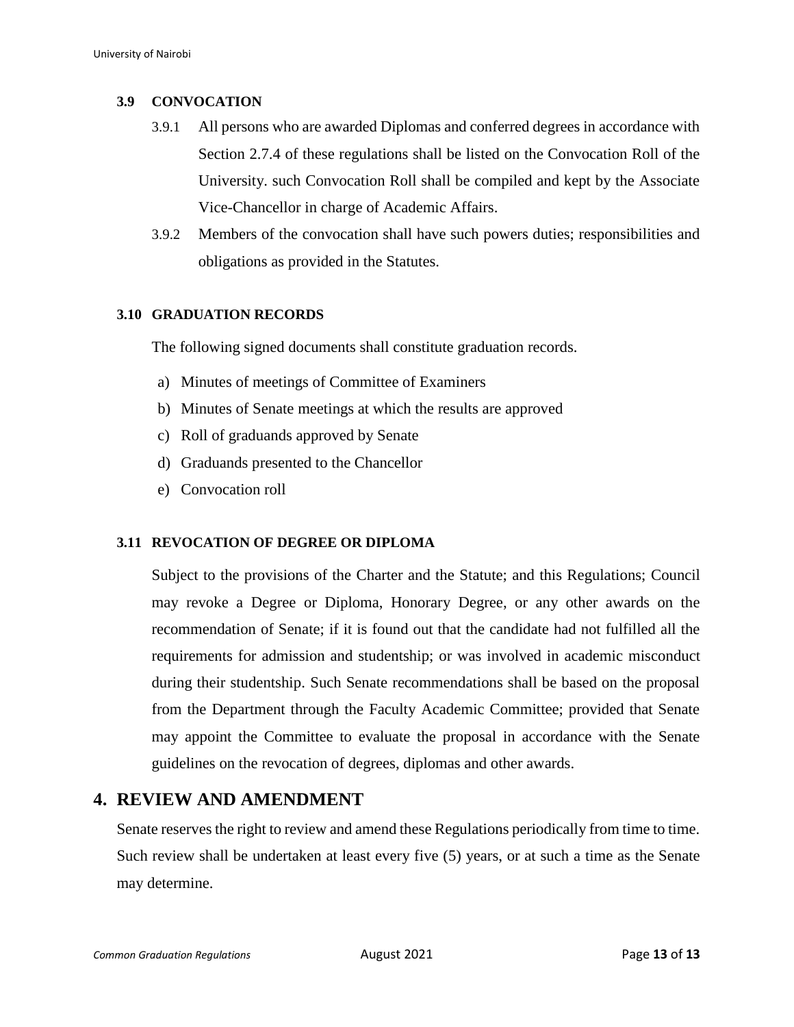### 3.9 CONVOCATION

3.9.1 All persons who are awarded Diplomas and conferred degrees in accordance with Section 2.7.4 of these regulations shall be listed on the Convocation Roll of the University. such Convocation Roll shall be compiled and kept by the Associate Vice-Chancellor in charge of Academic Affairs.

3.9.2 Members of the convocation shall have such powers duties; responsibilities and obligations as provided in the Statutes.

### 3.10 GRADUATION RECORDS

The following signed documents shall constitute graduation records.

a) Minutes of meetings of Committee of Examiners
b) Minutes of Senate meetings at which the results are approved
c) Roll of graduands approved by Senate
d) Graduands presented to the Chancellor
e) Convocation roll

### 3.11 REVOCATION OF DEGREE OR DIPLOMA

Subject to the provisions of the Charter and the Statute; and this Regulations; Council may revoke a Degree or Diploma, Honorary Degree, or any other awards on the recommendation of Senate; if it is found out that the candidate had not fulfilled all the requirements for admission and studentship; or was involved in academic misconduct during their studentship. Such Senate recommendations shall be based on the proposal from the Department through the Faculty Academic Committee; provided that Senate may appoint the Committee to evaluate the proposal in accordance with the Senate guidelines on the revocation of degrees, diplomas and other awards.

## 4. REVIEW AND AMENDMENT

Senate reserves the right to review and amend these Regulations periodically from time to time. Such review shall be undertaken at least every five (5) years, or at such a time as the Senate may determine.